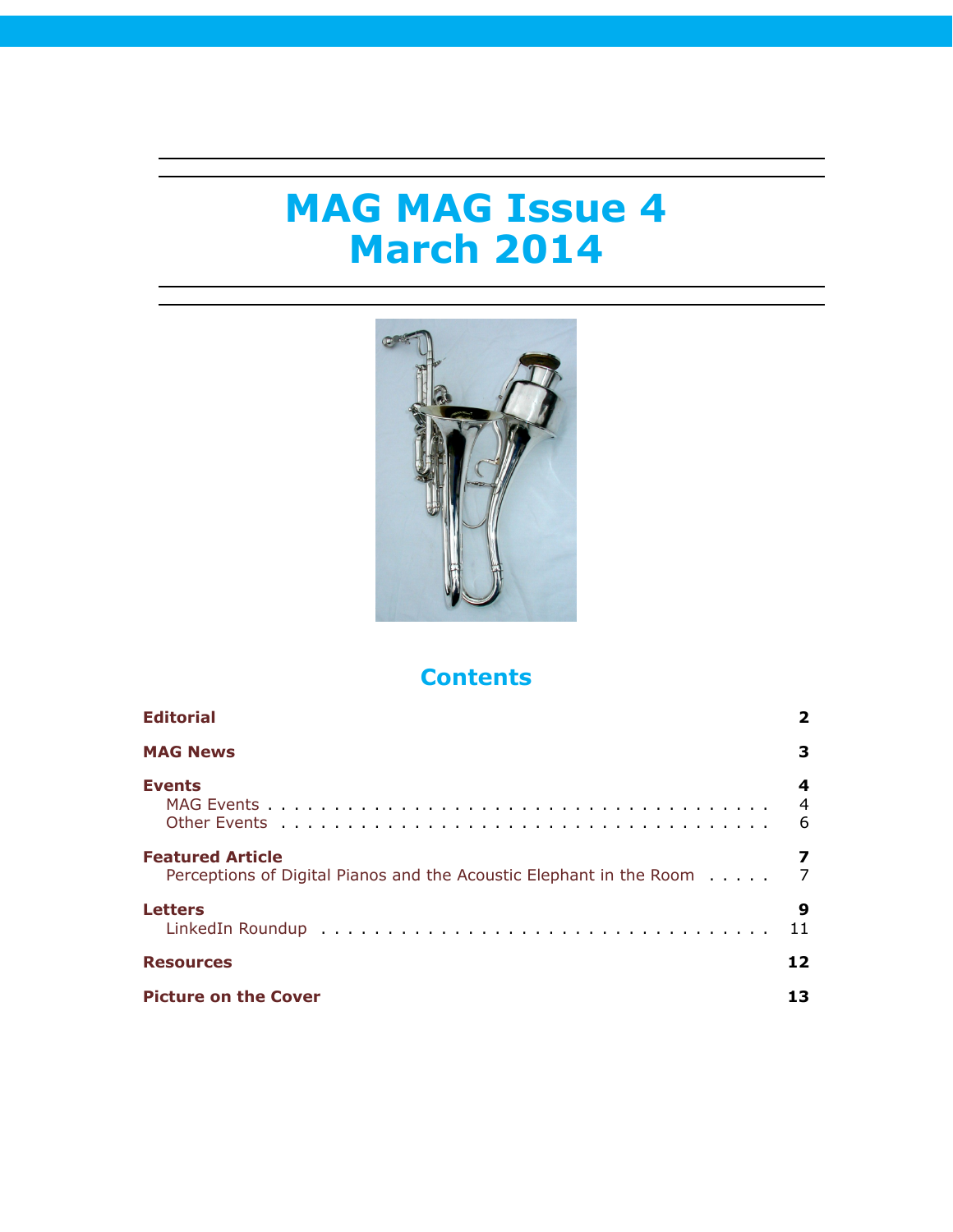# MAG MAG Issue 4
# March 2014

## Contents

**Editorial** **2**

**MAG News** **3**

**Events** **4**
- MAG Events . . . . . 4
- Other Events . . . . . 6

**Featured Article** **7**
- Perceptions of Digital Pianos and the Acoustic Elephant in the Room . . . . . 7

**Letters** **9**
- LinkedIn Roundup . . . . . 11

**Resources** **12**

**Picture on the Cover** **13**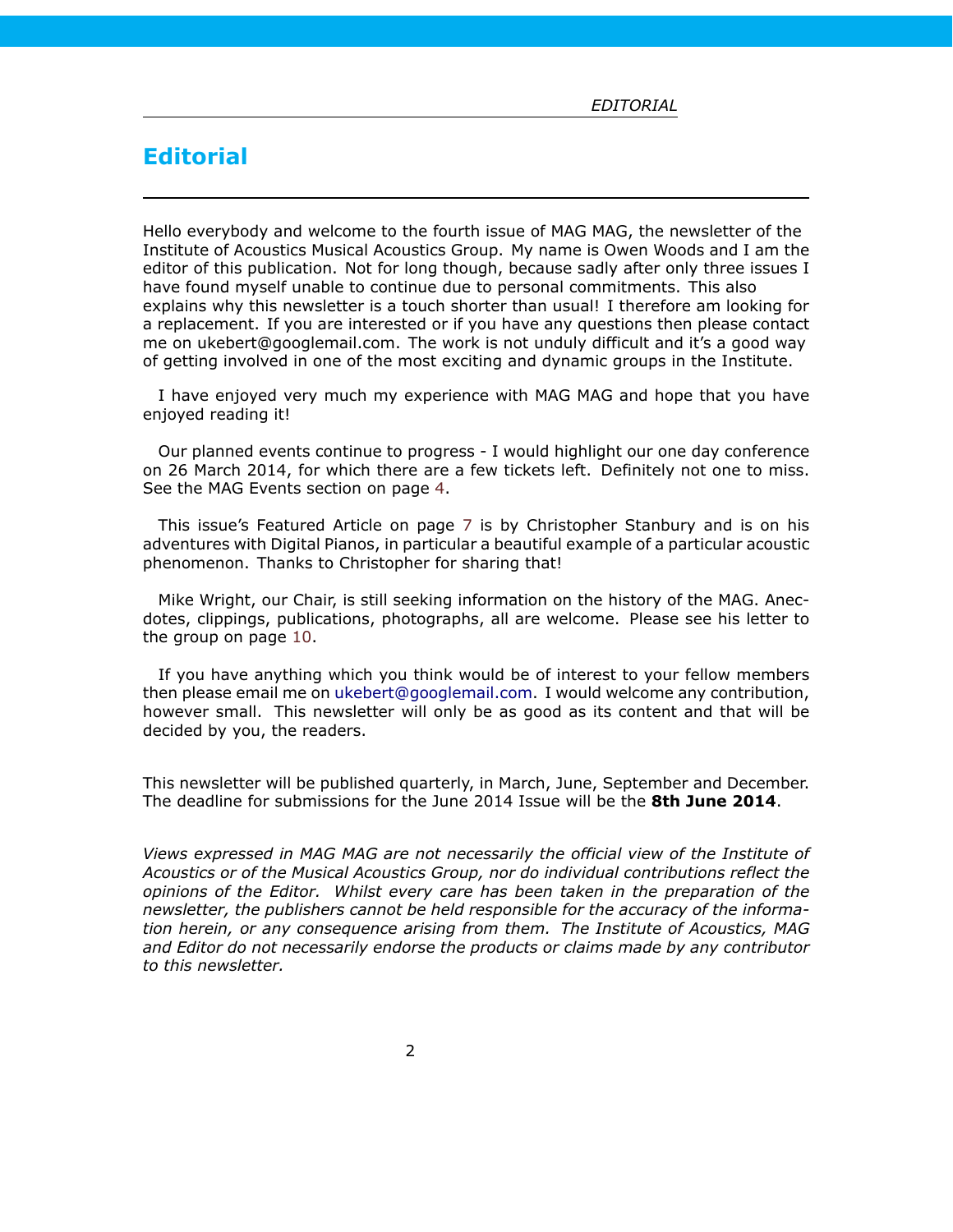# Editorial

Hello everybody and welcome to the fourth issue of MAG MAG, the newsletter of the Institute of Acoustics Musical Acoustics Group. My name is Owen Woods and I am the editor of this publication. Not for long though, because sadly after only three issues I have found myself unable to continue due to personal commitments. This also explains why this newsletter is a touch shorter than usual! I therefore am looking for a replacement. If you are interested or if you have any questions then please contact me on ukebert@googlemail.com. The work is not unduly difficult and it's a good way of getting involved in one of the most exciting and dynamic groups in the Institute.

I have enjoyed very much my experience with MAG MAG and hope that you have enjoyed reading it!

Our planned events continue to progress - I would highlight our one day conference on 26 March 2014, for which there are a few tickets left. Definitely not one to miss. See the MAG Events section on page 4.

This issue's Featured Article on page 7 is by Christopher Stanbury and is on his adventures with Digital Pianos, in particular a beautiful example of a particular acoustic phenomenon. Thanks to Christopher for sharing that!

Mike Wright, our Chair, is still seeking information on the history of the MAG. Anecdotes, clippings, publications, photographs, all are welcome. Please see his letter to the group on page 10.

If you have anything which you think would be of interest to your fellow members then please email me on ukebert@googlemail.com. I would welcome any contribution, however small. This newsletter will only be as good as its content and that will be decided by you, the readers.

This newsletter will be published quarterly, in March, June, September and December. The deadline for submissions for the June 2014 Issue will be the **8th June 2014**.

*Views expressed in MAG MAG are not necessarily the official view of the Institute of Acoustics or of the Musical Acoustics Group, nor do individual contributions reflect the opinions of the Editor. Whilst every care has been taken in the preparation of the newsletter, the publishers cannot be held responsible for the accuracy of the information herein, or any consequence arising from them. The Institute of Acoustics, MAG and Editor do not necessarily endorse the products or claims made by any contributor to this newsletter.*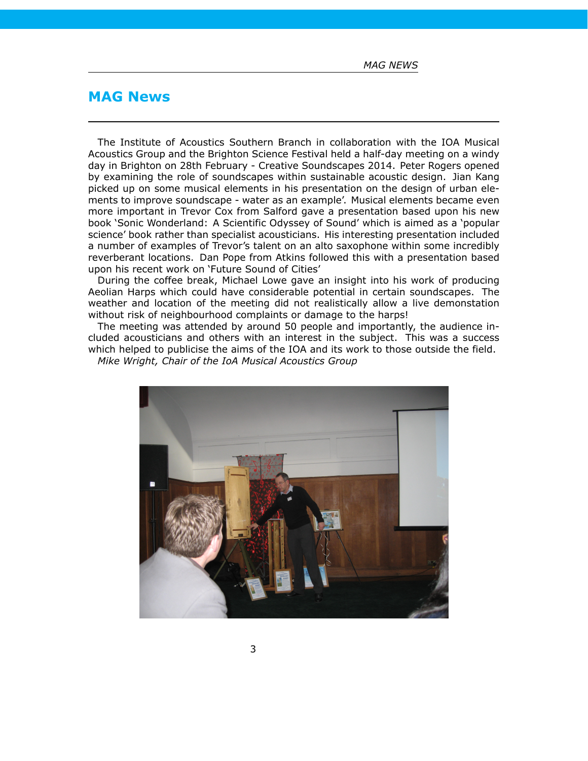# MAG News

The Institute of Acoustics Southern Branch in collaboration with the IOA Musical Acoustics Group and the Brighton Science Festival held a half-day meeting on a windy day in Brighton on 28th February - Creative Soundscapes 2014. Peter Rogers opened by examining the role of soundscapes within sustainable acoustic design. Jian Kang picked up on some musical elements in his presentation on the design of urban elements to improve soundscape - water as an example'. Musical elements became even more important in Trevor Cox from Salford gave a presentation based upon his new book 'Sonic Wonderland: A Scientific Odyssey of Sound' which is aimed as a 'popular science' book rather than specialist acousticians. His interesting presentation included a number of examples of Trevor's talent on an alto saxophone within some incredibly reverberant locations. Dan Pope from Atkins followed this with a presentation based upon his recent work on 'Future Sound of Cities'

During the coffee break, Michael Lowe gave an insight into his work of producing Aeolian Harps which could have considerable potential in certain soundscapes. The weather and location of the meeting did not realistically allow a live demonstation without risk of neighbourhood complaints or damage to the harps!

The meeting was attended by around 50 people and importantly, the audience included acousticians and others with an interest in the subject. This was a success which helped to publicise the aims of the IOA and its work to those outside the field.

*Mike Wright, Chair of the IoA Musical Acoustics Group*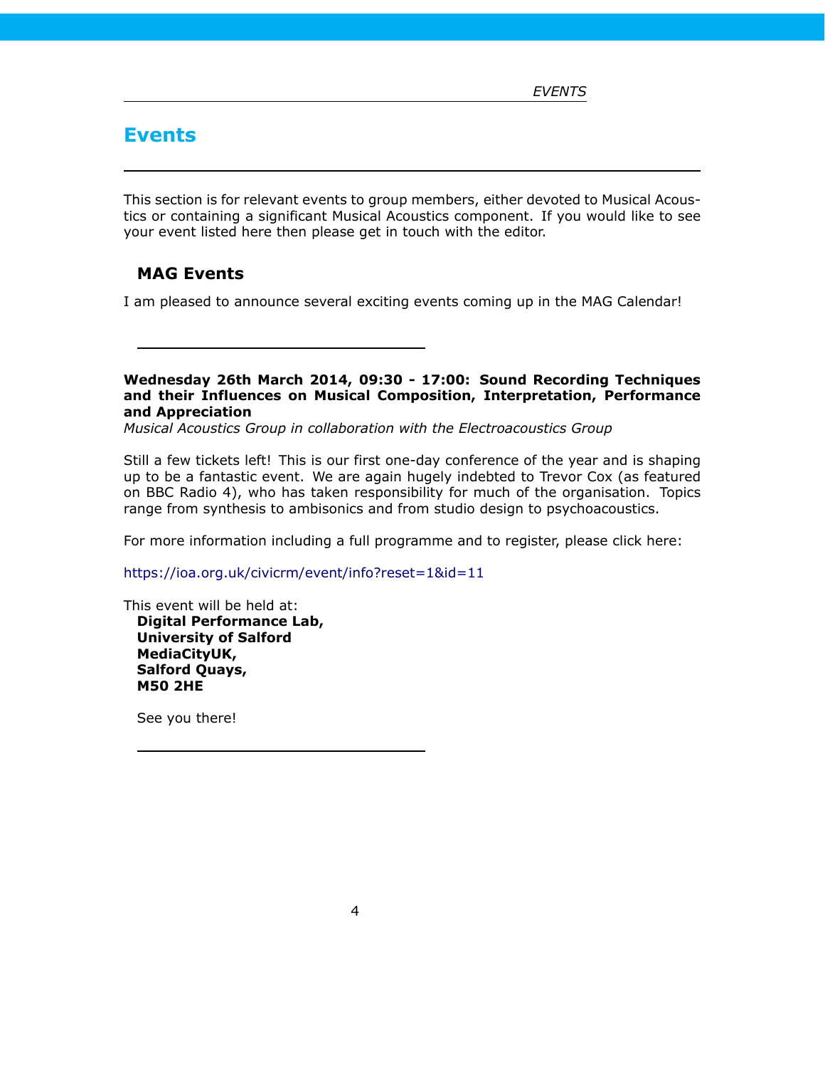# Events

This section is for relevant events to group members, either devoted to Musical Acoustics or containing a significant Musical Acoustics component. If you would like to see your event listed here then please get in touch with the editor.

## MAG Events

I am pleased to announce several exciting events coming up in the MAG Calendar!

---

**Wednesday 26th March 2014, 09:30 - 17:00: Sound Recording Techniques and their Influences on Musical Composition, Interpretation, Performance and Appreciation**
*Musical Acoustics Group in collaboration with the Electroacoustics Group*

Still a few tickets left! This is our first one-day conference of the year and is shaping up to be a fantastic event. We are again hugely indebted to Trevor Cox (as featured on BBC Radio 4), who has taken responsibility for much of the organisation. Topics range from synthesis to ambisonics and from studio design to psychoacoustics.

For more information including a full programme and to register, please click here:

https://ioa.org.uk/civicrm/event/info?reset=1&id=11

This event will be held at:
**Digital Performance Lab,**
**University of Salford**
**MediaCityUK,**
**Salford Quays,**
**M50 2HE**

See you there!

---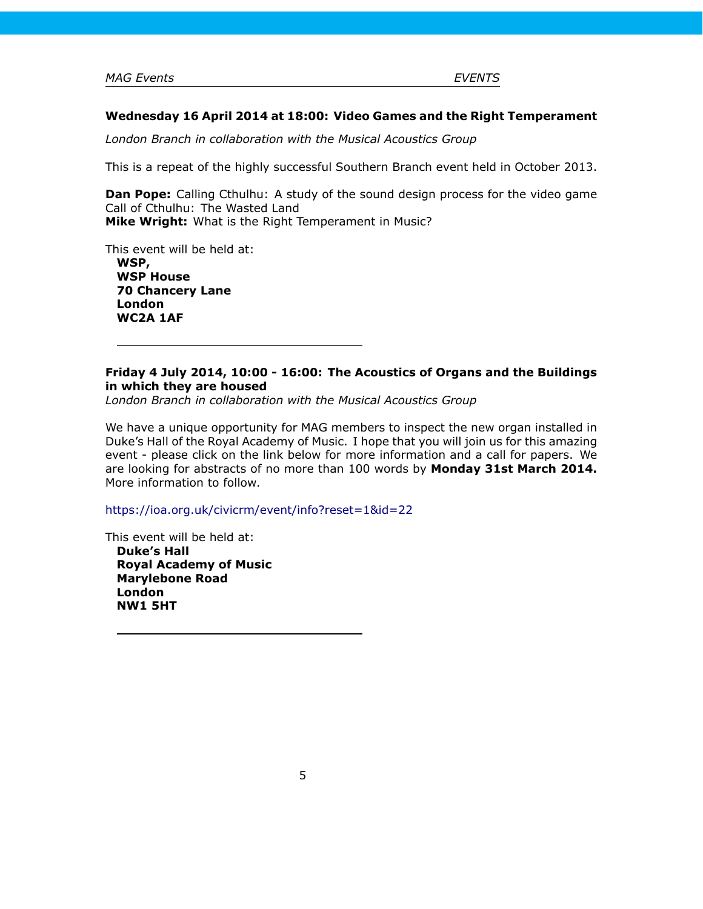**Wednesday 16 April 2014 at 18:00: Video Games and the Right Temperament**

*London Branch in collaboration with the Musical Acoustics Group*

This is a repeat of the highly successful Southern Branch event held in October 2013.

**Dan Pope:** Calling Cthulhu: A study of the sound design process for the video game Call of Cthulhu: The Wasted Land
**Mike Wright:** What is the Right Temperament in Music?

This event will be held at:
**WSP,**
**WSP House**
**70 Chancery Lane**
**London**
**WC2A 1AF**

---

**Friday 4 July 2014, 10:00 - 16:00: The Acoustics of Organs and the Buildings in which they are housed**
*London Branch in collaboration with the Musical Acoustics Group*

We have a unique opportunity for MAG members to inspect the new organ installed in Duke's Hall of the Royal Academy of Music. I hope that you will join us for this amazing event - please click on the link below for more information and a call for papers. We are looking for abstracts of no more than 100 words by **Monday 31st March 2014.** More information to follow.

https://ioa.org.uk/civicrm/event/info?reset=1&id=22

This event will be held at:
**Duke's Hall**
**Royal Academy of Music**
**Marylebone Road**
**London**
**NW1 5HT**

---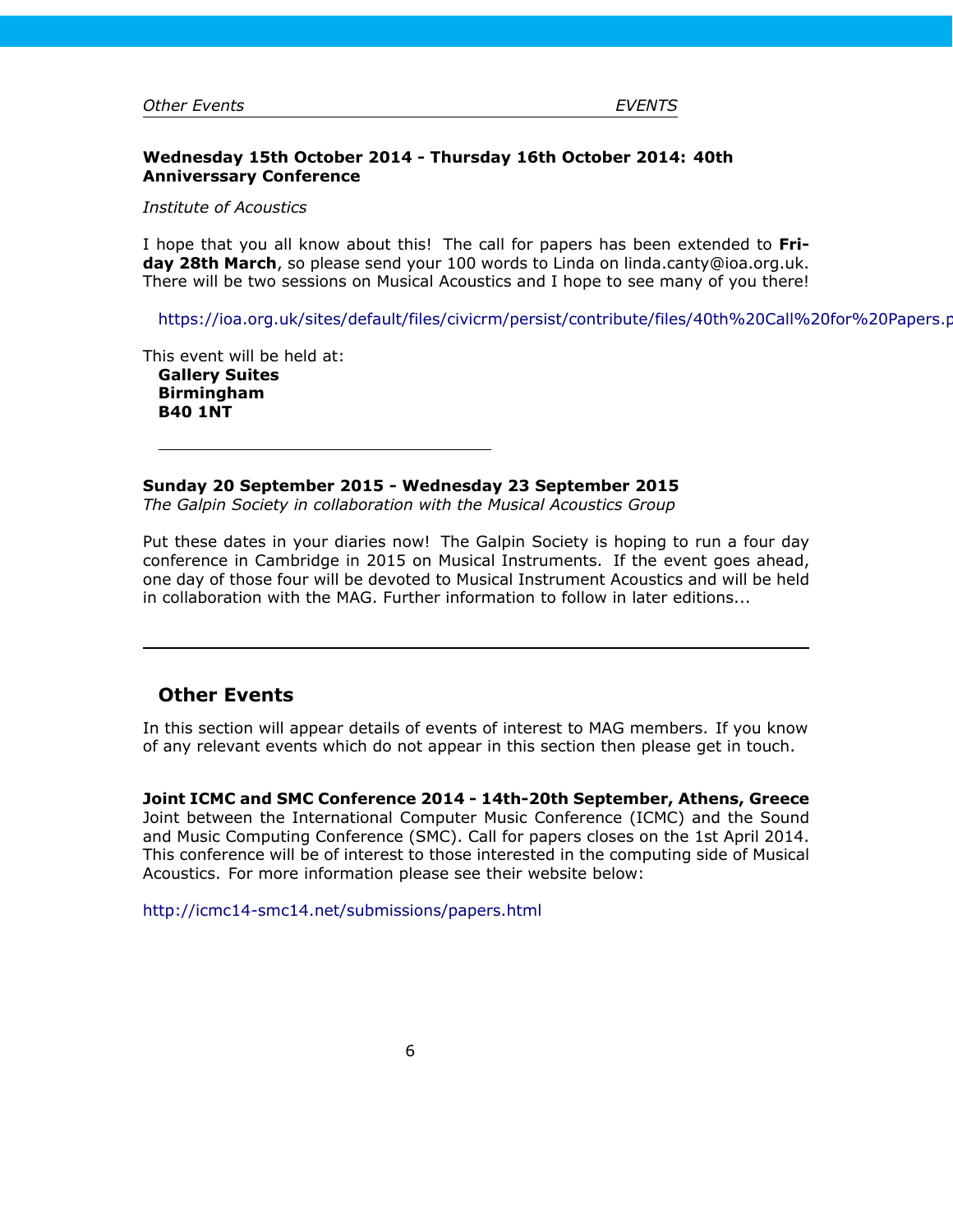**Wednesday 15th October 2014 - Thursday 16th October 2014: 40th Anniverssary Conference**

*Institute of Acoustics*

I hope that you all know about this! The call for papers has been extended to **Friday 28th March**, so please send your 100 words to Linda on linda.canty@ioa.org.uk. There will be two sessions on Musical Acoustics and I hope to see many of you there!

https://ioa.org.uk/sites/default/files/civicrm/persist/contribute/files/40th%20Call%20for%20Papers.p

This event will be held at:
**Gallery Suites**
**Birmingham**
**B40 1NT**

---

**Sunday 20 September 2015 - Wednesday 23 September 2015**
*The Galpin Society in collaboration with the Musical Acoustics Group*

Put these dates in your diaries now! The Galpin Society is hoping to run a four day conference in Cambridge in 2015 on Musical Instruments. If the event goes ahead, one day of those four will be devoted to Musical Instrument Acoustics and will be held in collaboration with the MAG. Further information to follow in later editions...

---

## Other Events

In this section will appear details of events of interest to MAG members. If you know of any relevant events which do not appear in this section then please get in touch.

**Joint ICMC and SMC Conference 2014 - 14th-20th September, Athens, Greece**
Joint between the International Computer Music Conference (ICMC) and the Sound and Music Computing Conference (SMC). Call for papers closes on the 1st April 2014. This conference will be of interest to those interested in the computing side of Musical Acoustics. For more information please see their website below:

http://icmc14-smc14.net/submissions/papers.html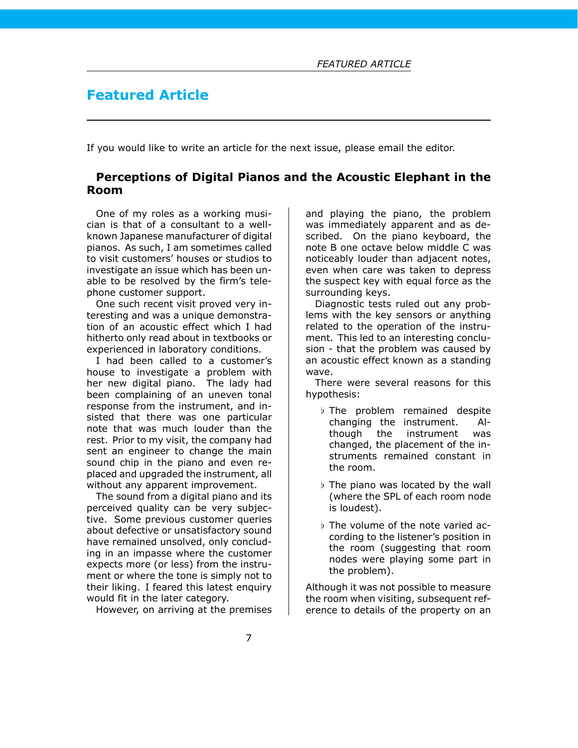## Featured Article

If you would like to write an article for the next issue, please email the editor.

### Perceptions of Digital Pianos and the Acoustic Elephant in the Room

One of my roles as a working musician is that of a consultant to a well-known Japanese manufacturer of digital pianos. As such, I am sometimes called to visit customers' houses or studios to investigate an issue which has been unable to be resolved by the firm's telephone customer support.

One such recent visit proved very interesting and was a unique demonstration of an acoustic effect which I had hitherto only read about in textbooks or experienced in laboratory conditions.

I had been called to a customer's house to investigate a problem with her new digital piano. The lady had been complaining of an uneven tonal response from the instrument, and insisted that there was one particular note that was much louder than the rest. Prior to my visit, the company had sent an engineer to change the main sound chip in the piano and even replaced and upgraded the instrument, all without any apparent improvement.

The sound from a digital piano and its perceived quality can be very subjective. Some previous customer queries about defective or unsatisfactory sound have remained unsolved, only concluding in an impasse where the customer expects more (or less) from the instrument or where the tone is simply not to their liking. I feared this latest enquiry would fit in the later category.

However, on arriving at the premises and playing the piano, the problem was immediately apparent and as described. On the piano keyboard, the note B one octave below middle C was noticeably louder than adjacent notes, even when care was taken to depress the suspect key with equal force as the surrounding keys.

Diagnostic tests ruled out any problems with the key sensors or anything related to the operation of the instrument. This led to an interesting conclusion - that the problem was caused by an acoustic effect known as a standing wave.

There were several reasons for this hypothesis:

- ♭ The problem remained despite changing the instrument. Although the instrument was changed, the placement of the instruments remained constant in the room.
- ♭ The piano was located by the wall (where the SPL of each room node is loudest).
- ♭ The volume of the note varied according to the listener's position in the room (suggesting that room nodes were playing some part in the problem).

Although it was not possible to measure the room when visiting, subsequent reference to details of the property on an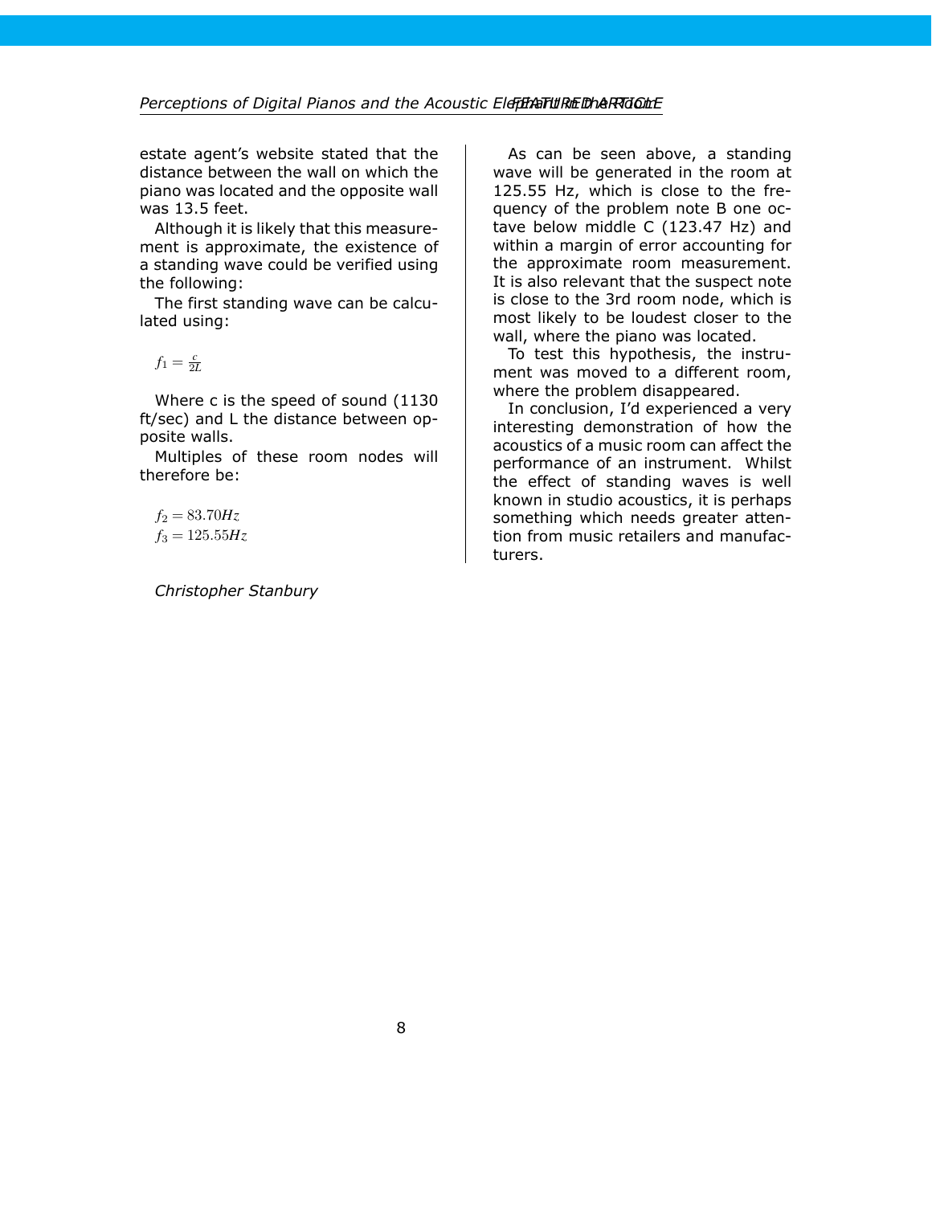estate agent's website stated that the distance between the wall on which the piano was located and the opposite wall was 13.5 feet.

Although it is likely that this measurement is approximate, the existence of a standing wave could be verified using the following:

The first standing wave can be calculated using:

$$f_1 = \frac{c}{2L}$$

Where c is the speed of sound (1130 ft/sec) and L the distance between opposite walls.

Multiples of these room nodes will therefore be:

$$f_2 = 83.70Hz$$
$$f_3 = 125.55Hz$$

As can be seen above, a standing wave will be generated in the room at 125.55 Hz, which is close to the frequency of the problem note B one octave below middle C (123.47 Hz) and within a margin of error accounting for the approximate room measurement. It is also relevant that the suspect note is close to the 3rd room node, which is most likely to be loudest closer to the wall, where the piano was located.

To test this hypothesis, the instrument was moved to a different room, where the problem disappeared.

In conclusion, I'd experienced a very interesting demonstration of how the acoustics of a music room can affect the performance of an instrument. Whilst the effect of standing waves is well known in studio acoustics, it is perhaps something which needs greater attention from music retailers and manufacturers.

*Christopher Stanbury*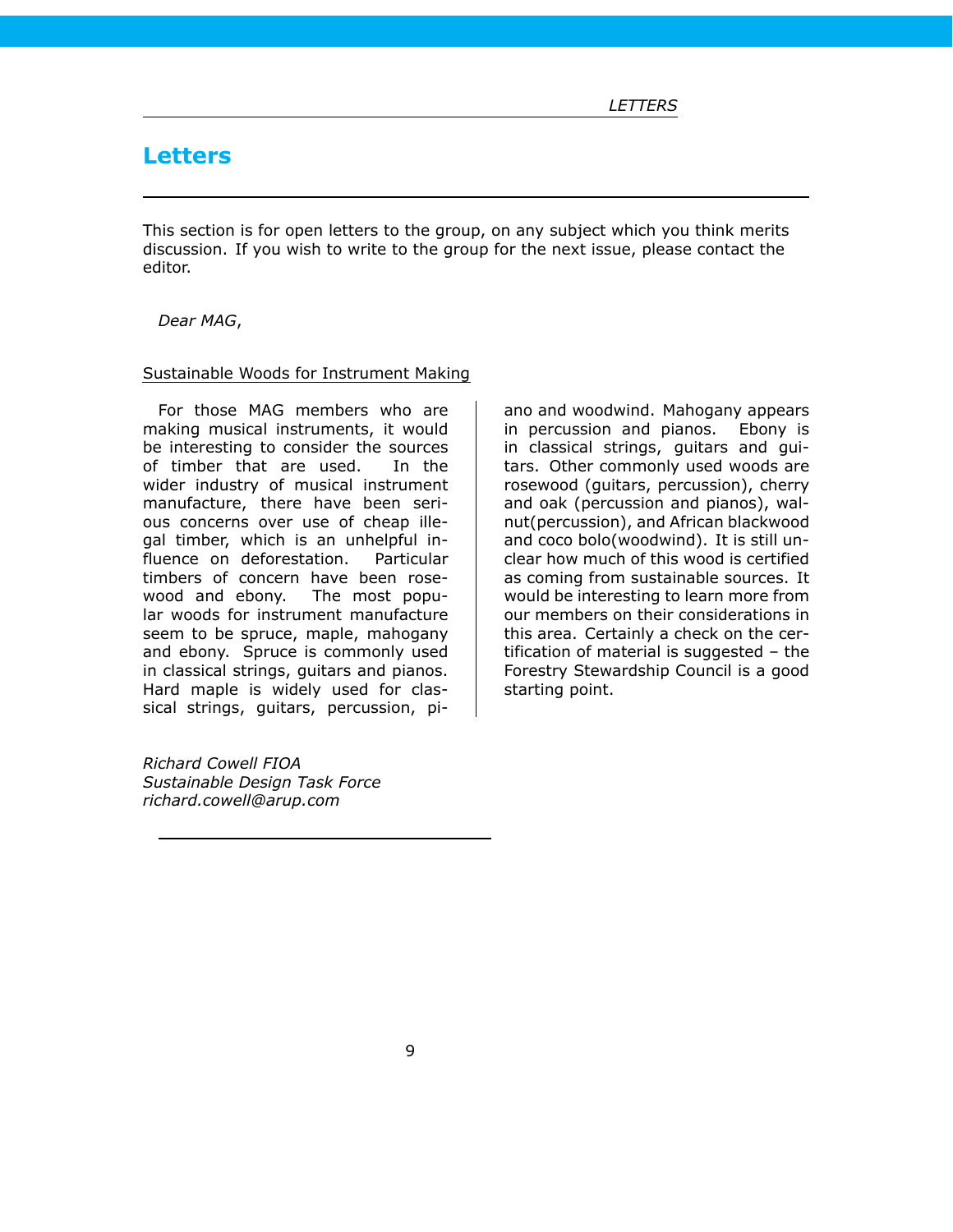# Letters

This section is for open letters to the group, on any subject which you think merits discussion. If you wish to write to the group for the next issue, please contact the editor.

*Dear MAG*,

Sustainable Woods for Instrument Making

For those MAG members who are making musical instruments, it would be interesting to consider the sources of timber that are used. In the wider industry of musical instrument manufacture, there have been serious concerns over use of cheap illegal timber, which is an unhelpful influence on deforestation. Particular timbers of concern have been rosewood and ebony. The most popular woods for instrument manufacture seem to be spruce, maple, mahogany and ebony. Spruce is commonly used in classical strings, guitars and pianos. Hard maple is widely used for classical strings, guitars, percussion, piano and woodwind. Mahogany appears in percussion and pianos. Ebony is in classical strings, guitars and guitars. Other commonly used woods are rosewood (guitars, percussion), cherry and oak (percussion and pianos), walnut(percussion), and African blackwood and coco bolo(woodwind). It is still unclear how much of this wood is certified as coming from sustainable sources. It would be interesting to learn more from our members on their considerations in this area. Certainly a check on the certification of material is suggested – the Forestry Stewardship Council is a good starting point.

*Richard Cowell FIOA*
*Sustainable Design Task Force*
*richard.cowell@arup.com*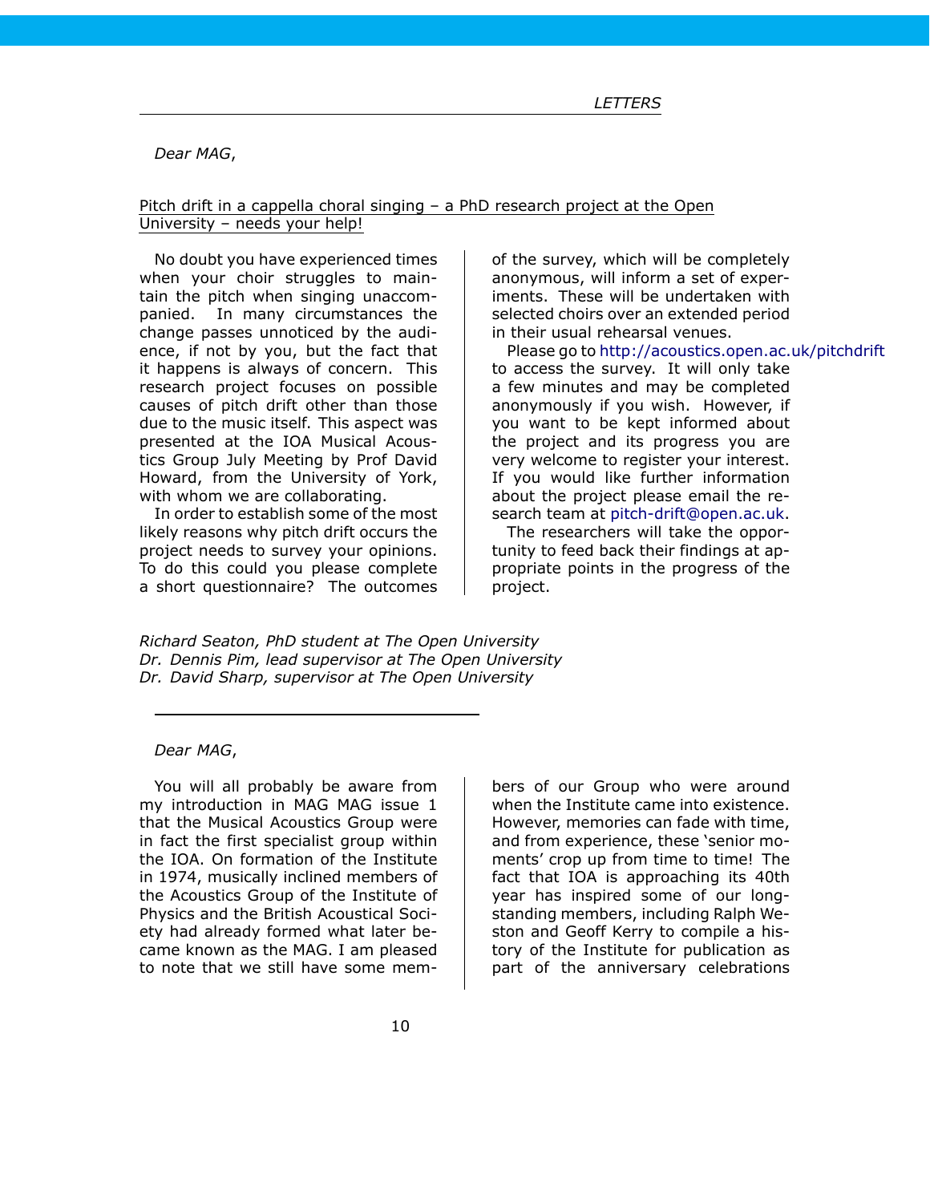*Dear MAG*,

Pitch drift in a cappella choral singing – a PhD research project at the Open University – needs your help!

No doubt you have experienced times when your choir struggles to maintain the pitch when singing unaccompanied. In many circumstances the change passes unnoticed by the audience, if not by you, but the fact that it happens is always of concern. This research project focuses on possible causes of pitch drift other than those due to the music itself. This aspect was presented at the IOA Musical Acoustics Group July Meeting by Prof David Howard, from the University of York, with whom we are collaborating.

In order to establish some of the most likely reasons why pitch drift occurs the project needs to survey your opinions. To do this could you please complete a short questionnaire? The outcomes of the survey, which will be completely anonymous, will inform a set of experiments. These will be undertaken with selected choirs over an extended period in their usual rehearsal venues.

Please go to http://acoustics.open.ac.uk/pitchdrift to access the survey. It will only take a few minutes and may be completed anonymously if you wish. However, if you want to be kept informed about the project and its progress you are very welcome to register your interest. If you would like further information about the project please email the research team at pitch-drift@open.ac.uk.

The researchers will take the opportunity to feed back their findings at appropriate points in the progress of the project.

*Richard Seaton, PhD student at The Open University*
*Dr. Dennis Pim, lead supervisor at The Open University*
*Dr. David Sharp, supervisor at The Open University*

---

*Dear MAG*,

You will all probably be aware from my introduction in MAG MAG issue 1 that the Musical Acoustics Group were in fact the first specialist group within the IOA. On formation of the Institute in 1974, musically inclined members of the Acoustics Group of the Institute of Physics and the British Acoustical Society had already formed what later became known as the MAG. I am pleased to note that we still have some members of our Group who were around when the Institute came into existence. However, memories can fade with time, and from experience, these 'senior moments' crop up from time to time! The fact that IOA is approaching its 40th year has inspired some of our long-standing members, including Ralph Weston and Geoff Kerry to compile a history of the Institute for publication as part of the anniversary celebrations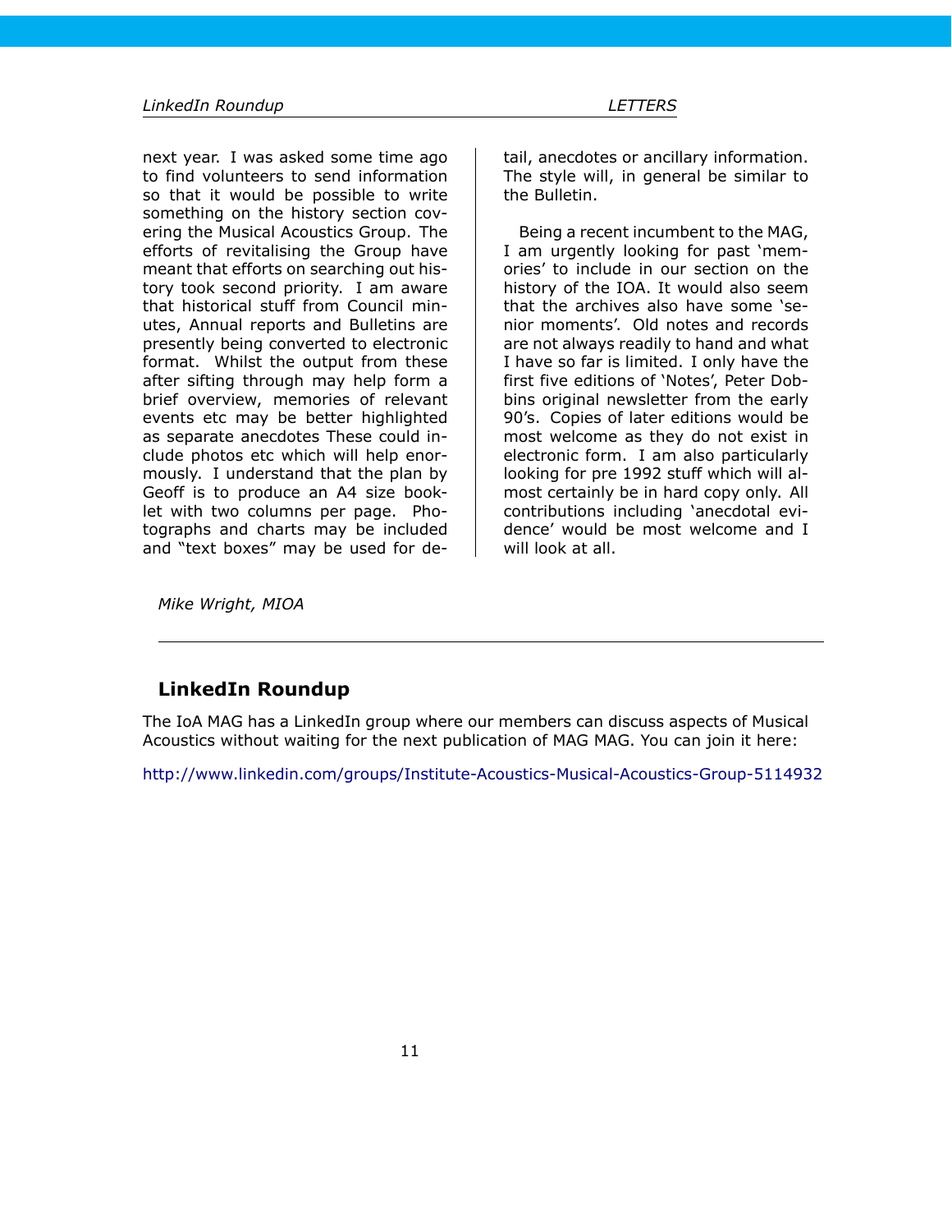next year. I was asked some time ago to find volunteers to send information so that it would be possible to write something on the history section covering the Musical Acoustics Group. The efforts of revitalising the Group have meant that efforts on searching out history took second priority. I am aware that historical stuff from Council minutes, Annual reports and Bulletins are presently being converted to electronic format. Whilst the output from these after sifting through may help form a brief overview, memories of relevant events etc may be better highlighted as separate anecdotes These could include photos etc which will help enormously. I understand that the plan by Geoff is to produce an A4 size booklet with two columns per page. Photographs and charts may be included and "text boxes" may be used for detail, anecdotes or ancillary information. The style will, in general be similar to the Bulletin.

Being a recent incumbent to the MAG, I am urgently looking for past 'memories' to include in our section on the history of the IOA. It would also seem that the archives also have some 'senior moments'. Old notes and records are not always readily to hand and what I have so far is limited. I only have the first five editions of 'Notes', Peter Dobbins original newsletter from the early 90's. Copies of later editions would be most welcome as they do not exist in electronic form. I am also particularly looking for pre 1992 stuff which will almost certainly be in hard copy only. All contributions including 'anecdotal evidence' would be most welcome and I will look at all.

*Mike Wright, MIOA*

---

## LinkedIn Roundup

The IoA MAG has a LinkedIn group where our members can discuss aspects of Musical Acoustics without waiting for the next publication of MAG MAG. You can join it here:

http://www.linkedin.com/groups/Institute-Acoustics-Musical-Acoustics-Group-5114932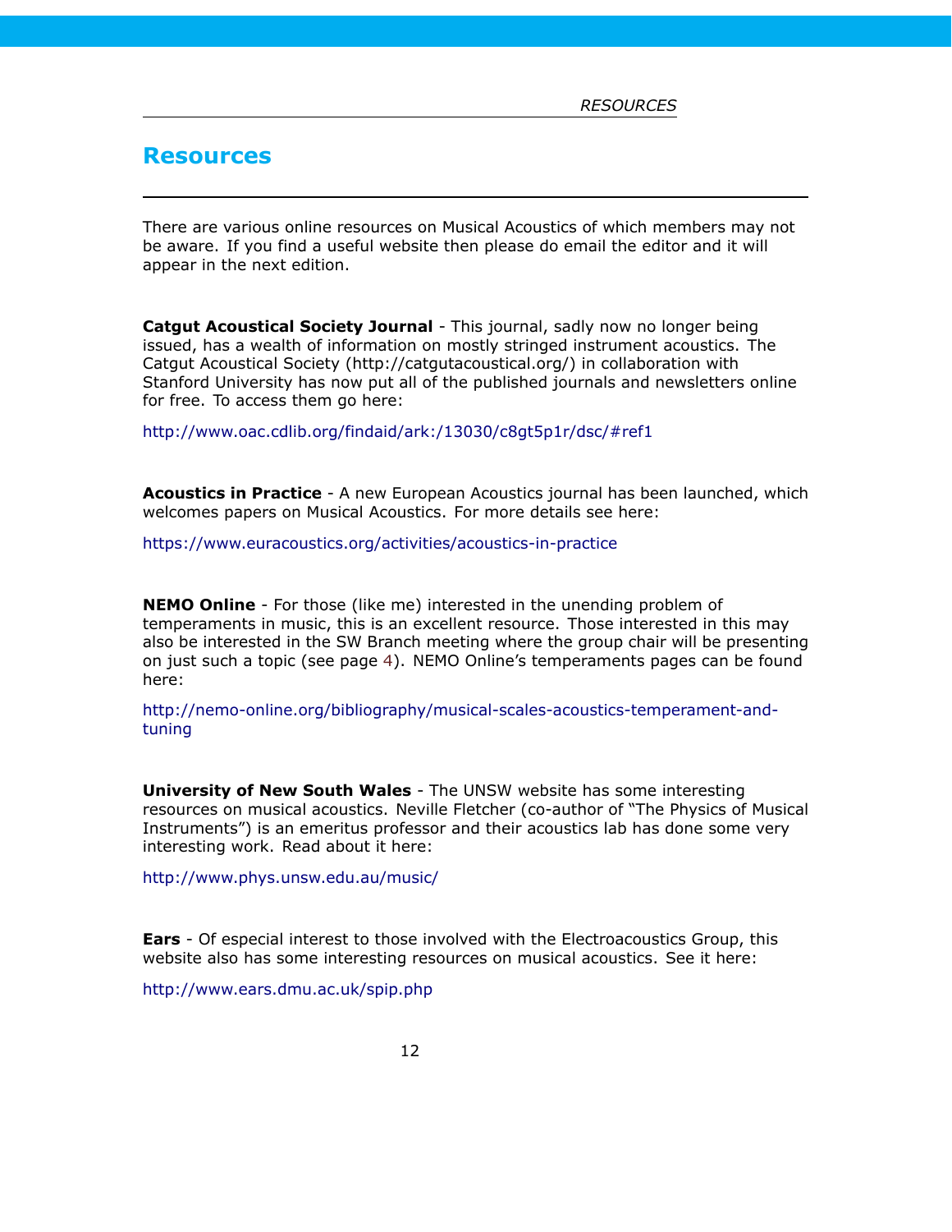# Resources

There are various online resources on Musical Acoustics of which members may not be aware. If you find a useful website then please do email the editor and it will appear in the next edition.

**Catgut Acoustical Society Journal** - This journal, sadly now no longer being issued, has a wealth of information on mostly stringed instrument acoustics. The Catgut Acoustical Society (http://catgutacoustical.org/) in collaboration with Stanford University has now put all of the published journals and newsletters online for free. To access them go here:

http://www.oac.cdlib.org/findaid/ark:/13030/c8gt5p1r/dsc/#ref1

**Acoustics in Practice** - A new European Acoustics journal has been launched, which welcomes papers on Musical Acoustics. For more details see here:

https://www.euracoustics.org/activities/acoustics-in-practice

**NEMO Online** - For those (like me) interested in the unending problem of temperaments in music, this is an excellent resource. Those interested in this may also be interested in the SW Branch meeting where the group chair will be presenting on just such a topic (see page 4). NEMO Online's temperaments pages can be found here:

http://nemo-online.org/bibliography/musical-scales-acoustics-temperament-and-tuning

**University of New South Wales** - The UNSW website has some interesting resources on musical acoustics. Neville Fletcher (co-author of "The Physics of Musical Instruments") is an emeritus professor and their acoustics lab has done some very interesting work. Read about it here:

http://www.phys.unsw.edu.au/music/

**Ears** - Of especial interest to those involved with the Electroacoustics Group, this website also has some interesting resources on musical acoustics. See it here:

http://www.ears.dmu.ac.uk/spip.php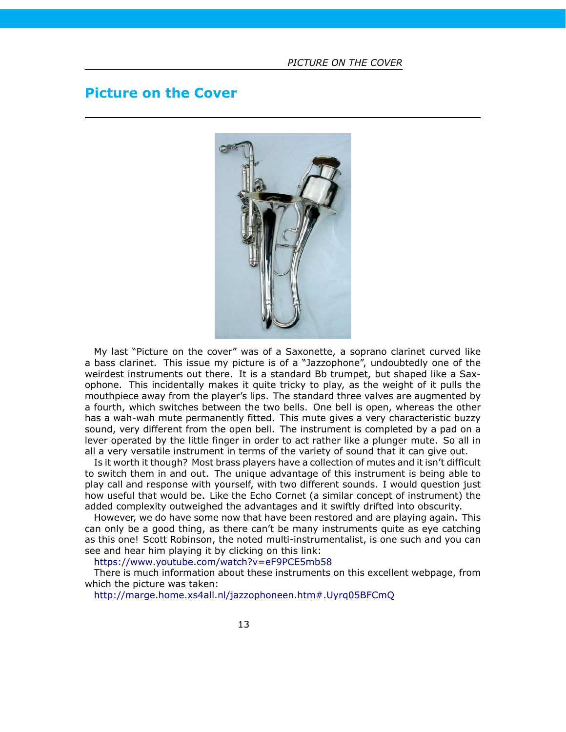# Picture on the Cover

My last "Picture on the cover" was of a Saxonette, a soprano clarinet curved like a bass clarinet. This issue my picture is of a "Jazzophone", undoubtedly one of the weirdest instruments out there. It is a standard Bb trumpet, but shaped like a Saxophone. This incidentally makes it quite tricky to play, as the weight of it pulls the mouthpiece away from the player's lips. The standard three valves are augmented by a fourth, which switches between the two bells. One bell is open, whereas the other has a wah-wah mute permanently fitted. This mute gives a very characteristic buzzy sound, very different from the open bell. The instrument is completed by a pad on a lever operated by the little finger in order to act rather like a plunger mute. So all in all a very versatile instrument in terms of the variety of sound that it can give out.

Is it worth it though? Most brass players have a collection of mutes and it isn't difficult to switch them in and out. The unique advantage of this instrument is being able to play call and response with yourself, with two different sounds. I would question just how useful that would be. Like the Echo Cornet (a similar concept of instrument) the added complexity outweighed the advantages and it swiftly drifted into obscurity.

However, we do have some now that have been restored and are playing again. This can only be a good thing, as there can't be many instruments quite as eye catching as this one! Scott Robinson, the noted multi-instrumentalist, is one such and you can see and hear him playing it by clicking on this link:

https://www.youtube.com/watch?v=eF9PCE5mb58

There is much information about these instruments on this excellent webpage, from which the picture was taken:

http://marge.home.xs4all.nl/jazzophoneen.htm#.Uyrq05BFCmQ